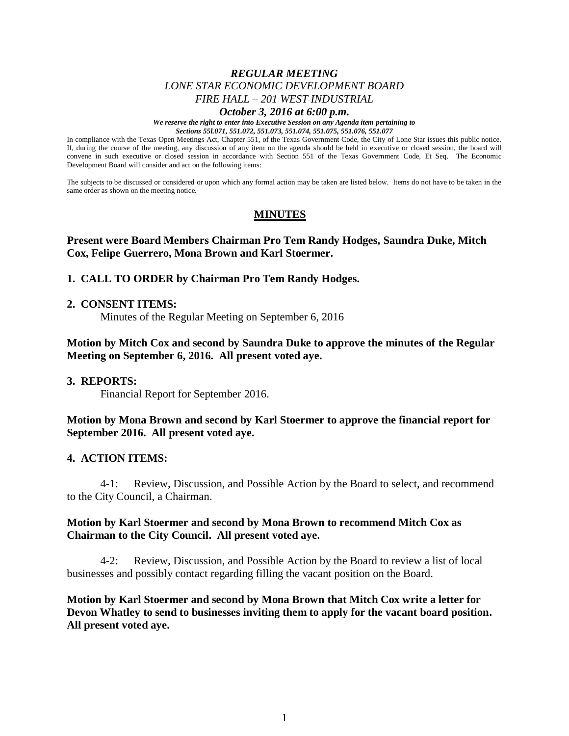***REGULAR MEETING***
*LONE STAR ECONOMIC DEVELOPMENT BOARD*
*FIRE HALL – 201 WEST INDUSTRIAL*
***October 3, 2016 at 6:00 p.m.***

***We reserve the right to enter into Executive Session on any Agenda item pertaining to Sections 55l.071, 551.072, 551.073, 551.074, 551.075, 551.076, 551.077***

In compliance with the Texas Open Meetings Act, Chapter 551, of the Texas Government Code, the City of Lone Star issues this public notice. If, during the course of the meeting, any discussion of any item on the agenda should be held in executive or closed session, the board will convene in such executive or closed session in accordance with Section 551 of the Texas Government Code, Et Seq. The Economic Development Board will consider and act on the following items:

The subjects to be discussed or considered or upon which any formal action may be taken are listed below. Items do not have to be taken in the same order as shown on the meeting notice.

## MINUTES

**Present were Board Members Chairman Pro Tem Randy Hodges, Saundra Duke, Mitch Cox, Felipe Guerrero, Mona Brown and Karl Stoermer.**

**1. CALL TO ORDER by Chairman Pro Tem Randy Hodges.**

**2. CONSENT ITEMS:**

Minutes of the Regular Meeting on September 6, 2016

**Motion by Mitch Cox and second by Saundra Duke to approve the minutes of the Regular Meeting on September 6, 2016. All present voted aye.**

**3. REPORTS:**

Financial Report for September 2016.

**Motion by Mona Brown and second by Karl Stoermer to approve the financial report for September 2016. All present voted aye.**

**4. ACTION ITEMS:**

4-1: Review, Discussion, and Possible Action by the Board to select, and recommend to the City Council, a Chairman.

**Motion by Karl Stoermer and second by Mona Brown to recommend Mitch Cox as Chairman to the City Council. All present voted aye.**

4-2: Review, Discussion, and Possible Action by the Board to review a list of local businesses and possibly contact regarding filling the vacant position on the Board.

**Motion by Karl Stoermer and second by Mona Brown that Mitch Cox write a letter for Devon Whatley to send to businesses inviting them to apply for the vacant board position. All present voted aye.**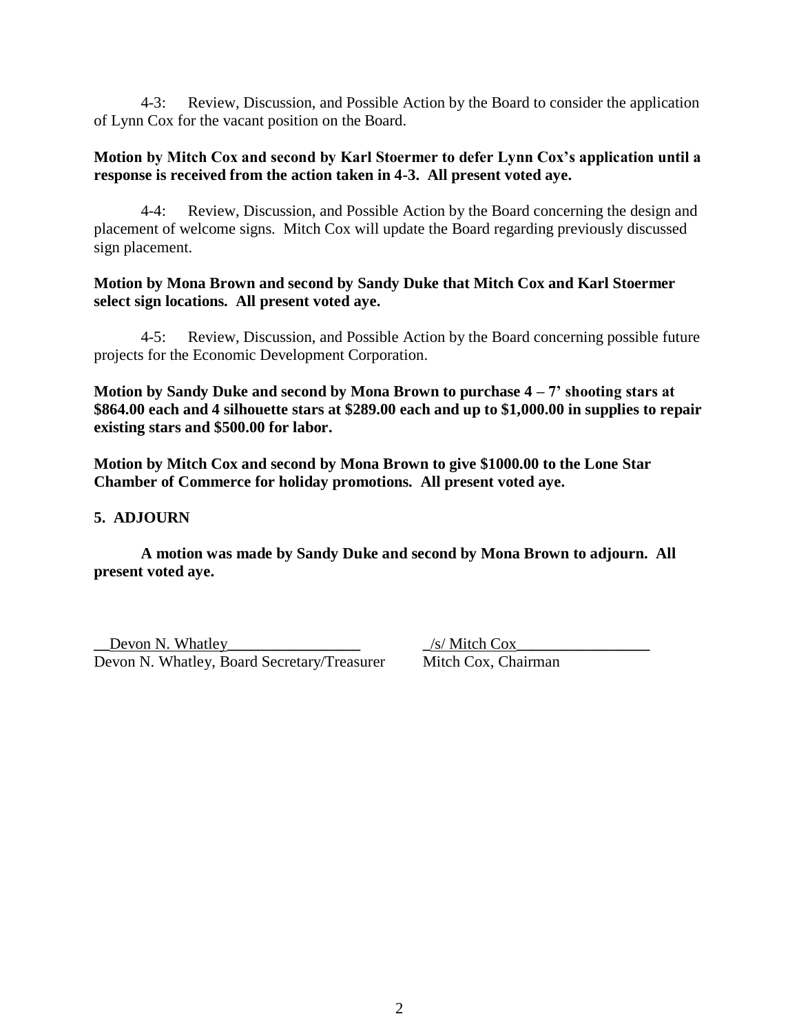4-3: Review, Discussion, and Possible Action by the Board to consider the application of Lynn Cox for the vacant position on the Board.

**Motion by Mitch Cox and second by Karl Stoermer to defer Lynn Cox's application until a response is received from the action taken in 4-3. All present voted aye.**

4-4: Review, Discussion, and Possible Action by the Board concerning the design and placement of welcome signs. Mitch Cox will update the Board regarding previously discussed sign placement.

**Motion by Mona Brown and second by Sandy Duke that Mitch Cox and Karl Stoermer select sign locations. All present voted aye.**

4-5: Review, Discussion, and Possible Action by the Board concerning possible future projects for the Economic Development Corporation.

**Motion by Sandy Duke and second by Mona Brown to purchase 4 – 7' shooting stars at $864.00 each and 4 silhouette stars at $289.00 each and up to $1,000.00 in supplies to repair existing stars and $500.00 for labor.**

**Motion by Mitch Cox and second by Mona Brown to give $1000.00 to the Lone Star Chamber of Commerce for holiday promotions. All present voted aye.**

**5. ADJOURN**

**A motion was made by Sandy Duke and second by Mona Brown to adjourn. All present voted aye.**

__Devon N. Whatley__________________ _/s/ Mitch Cox__________________

Devon N. Whatley, Board Secretary/Treasurer Mitch Cox, Chairman